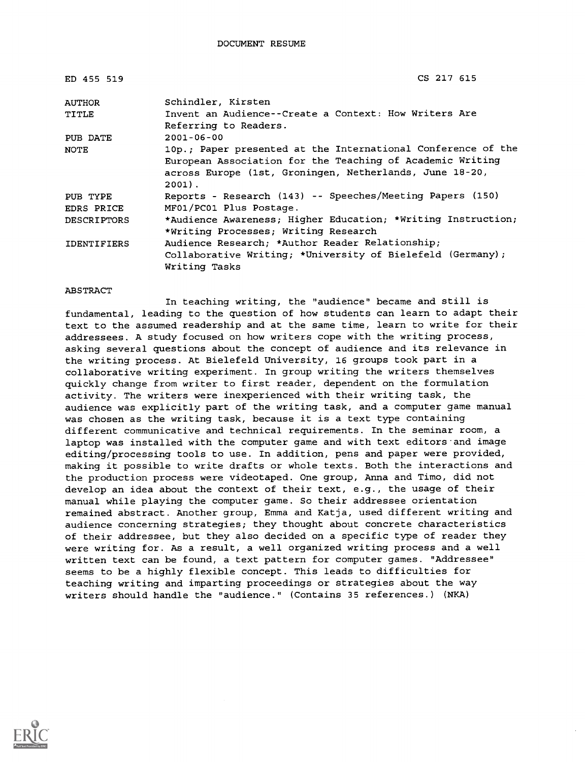DOCUMENT RESUME

| | |
|---|---|
| ED 455 519 | CS 217 615 |
| AUTHOR | Schindler, Kirsten |
| TITLE | Invent an Audience--Create a Context: How Writers Are Referring to Readers. |
| PUB DATE | 2001-06-00 |
| NOTE | 10p.; Paper presented at the International Conference of the European Association for the Teaching of Academic Writing across Europe (1st, Groningen, Netherlands, June 18-20, 2001). |
| PUB TYPE | Reports - Research (143) -- Speeches/Meeting Papers (150) |
| EDRS PRICE | MF01/PC01 Plus Postage. |
| DESCRIPTORS | *Audience Awareness; Higher Education; *Writing Instruction; *Writing Processes; Writing Research |
| IDENTIFIERS | Audience Research; *Author Reader Relationship; Collaborative Writing; *University of Bielefeld (Germany); Writing Tasks |

ABSTRACT

In teaching writing, the "audience" became and still is fundamental, leading to the question of how students can learn to adapt their text to the assumed readership and at the same time, learn to write for their addressees. A study focused on how writers cope with the writing process, asking several questions about the concept of audience and its relevance in the writing process. At Bielefeld University, 16 groups took part in a collaborative writing experiment. In group writing the writers themselves quickly change from writer to first reader, dependent on the formulation activity. The writers were inexperienced with their writing task, the audience was explicitly part of the writing task, and a computer game manual was chosen as the writing task, because it is a text type containing different communicative and technical requirements. In the seminar room, a laptop was installed with the computer game and with text editors and image editing/processing tools to use. In addition, pens and paper were provided, making it possible to write drafts or whole texts. Both the interactions and the production process were videotaped. One group, Anna and Timo, did not develop an idea about the context of their text, e.g., the usage of their manual while playing the computer game. So their addressee orientation remained abstract. Another group, Emma and Katja, used different writing and audience concerning strategies; they thought about concrete characteristics of their addressee, but they also decided on a specific type of reader they were writing for. As a result, a well organized writing process and a well written text can be found, a text pattern for computer games. "Addressee" seems to be a highly flexible concept. This leads to difficulties for teaching writing and imparting proceedings or strategies about the way writers should handle the "audience." (Contains 35 references.) (NKA)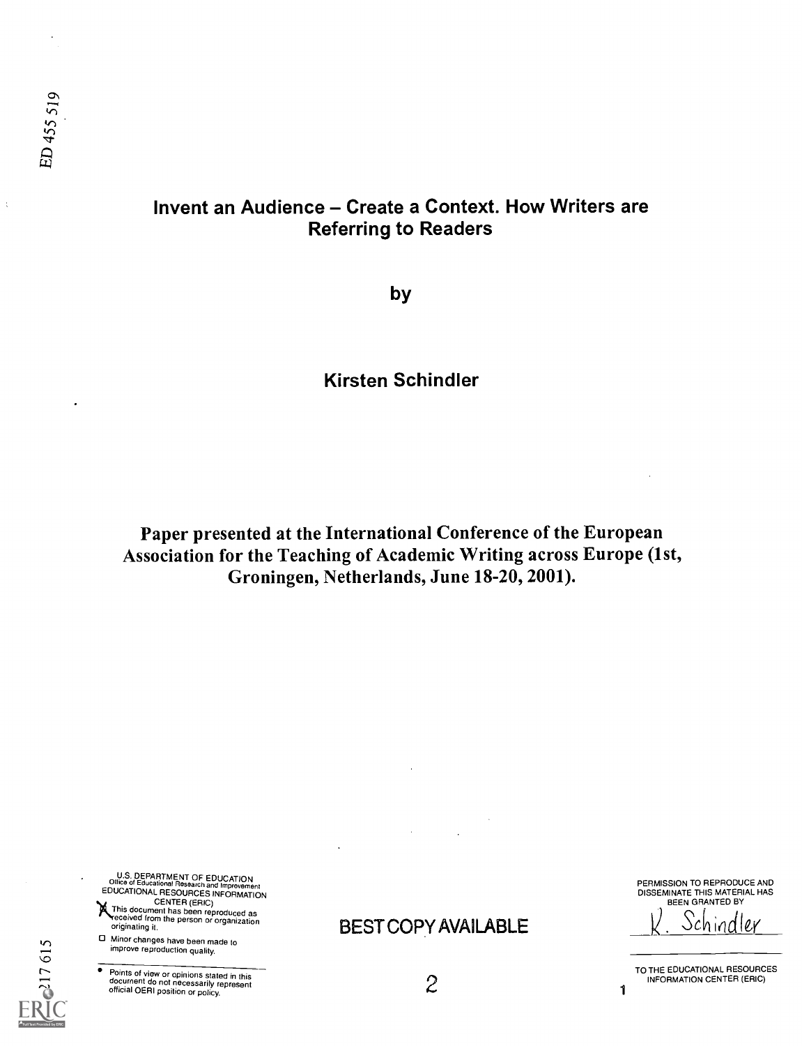ED 455 519

# Invent an Audience – Create a Context. How Writers are Referring to Readers

by

**Kirsten Schindler**

**Paper presented at the International Conference of the European Association for the Teaching of Academic Writing across Europe (1st, Groningen, Netherlands, June 18-20, 2001).**

U.S. DEPARTMENT OF EDUCATION
Office of Educational Research and Improvement
EDUCATIONAL RESOURCES INFORMATION CENTER (ERIC)

- This document has been reproduced as received from the person or organization originating it.
- Minor changes have been made to improve reproduction quality.

- Points of view or opinions stated in this document do not necessarily represent official OERI position or policy.

BEST COPY AVAILABLE

PERMISSION TO REPRODUCE AND DISSEMINATE THIS MATERIAL HAS BEEN GRANTED BY

K. Schindler

TO THE EDUCATIONAL RESOURCES INFORMATION CENTER (ERIC)

217 615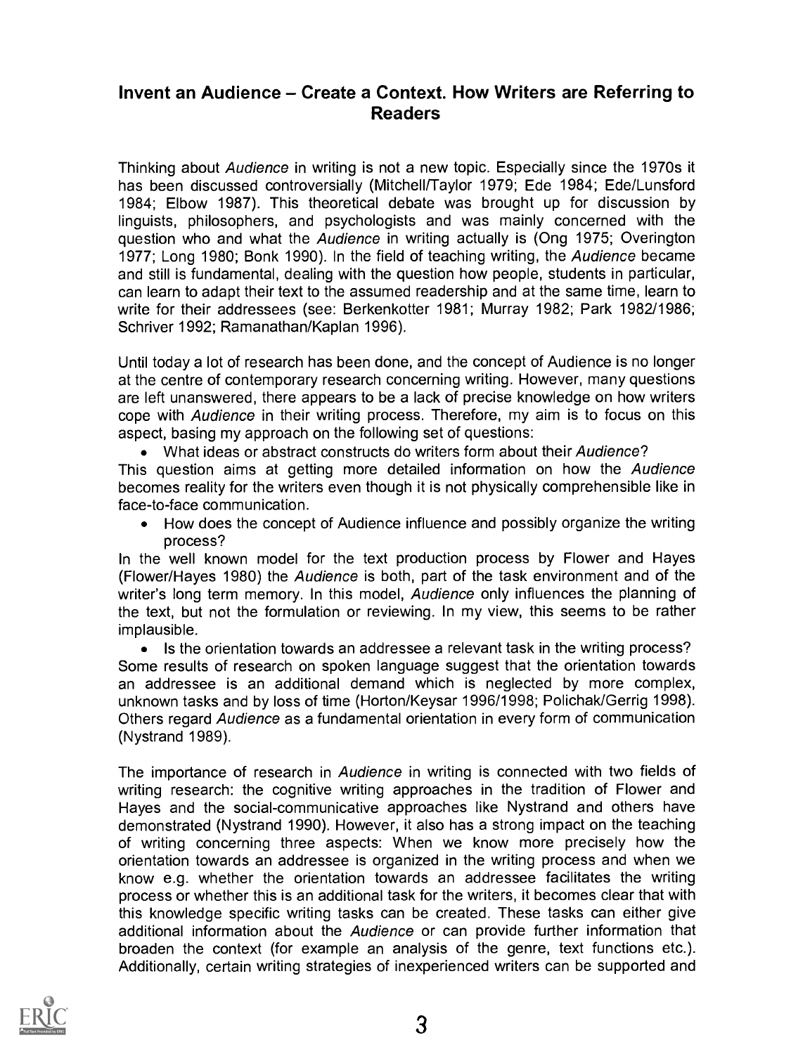## Invent an Audience – Create a Context. How Writers are Referring to Readers

Thinking about *Audience* in writing is not a new topic. Especially since the 1970s it has been discussed controversially (Mitchell/Taylor 1979; Ede 1984; Ede/Lunsford 1984; Elbow 1987). This theoretical debate was brought up for discussion by linguists, philosophers, and psychologists and was mainly concerned with the question who and what the *Audience* in writing actually is (Ong 1975; Overington 1977; Long 1980; Bonk 1990). In the field of teaching writing, the *Audience* became and still is fundamental, dealing with the question how people, students in particular, can learn to adapt their text to the assumed readership and at the same time, learn to write for their addressees (see: Berkenkotter 1981; Murray 1982; Park 1982/1986; Schriver 1992; Ramanathan/Kaplan 1996).

Until today a lot of research has been done, and the concept of Audience is no longer at the centre of contemporary research concerning writing. However, many questions are left unanswered, there appears to be a lack of precise knowledge on how writers cope with *Audience* in their writing process. Therefore, my aim is to focus on this aspect, basing my approach on the following set of questions:

- What ideas or abstract constructs do writers form about their *Audience*?

This question aims at getting more detailed information on how the *Audience* becomes reality for the writers even though it is not physically comprehensible like in face-to-face communication.

- How does the concept of Audience influence and possibly organize the writing process?

In the well known model for the text production process by Flower and Hayes (Flower/Hayes 1980) the *Audience* is both, part of the task environment and of the writer's long term memory. In this model, *Audience* only influences the planning of the text, but not the formulation or reviewing. In my view, this seems to be rather implausible.

- Is the orientation towards an addressee a relevant task in the writing process?

Some results of research on spoken language suggest that the orientation towards an addressee is an additional demand which is neglected by more complex, unknown tasks and by loss of time (Horton/Keysar 1996/1998; Polichak/Gerrig 1998). Others regard *Audience* as a fundamental orientation in every form of communication (Nystrand 1989).

The importance of research in *Audience* in writing is connected with two fields of writing research: the cognitive writing approaches in the tradition of Flower and Hayes and the social-communicative approaches like Nystrand and others have demonstrated (Nystrand 1990). However, it also has a strong impact on the teaching of writing concerning three aspects: When we know more precisely how the orientation towards an addressee is organized in the writing process and when we know e.g. whether the orientation towards an addressee facilitates the writing process or whether this is an additional task for the writers, it becomes clear that with this knowledge specific writing tasks can be created. These tasks can either give additional information about the *Audience* or can provide further information that broaden the context (for example an analysis of the genre, text functions etc.). Additionally, certain writing strategies of inexperienced writers can be supported and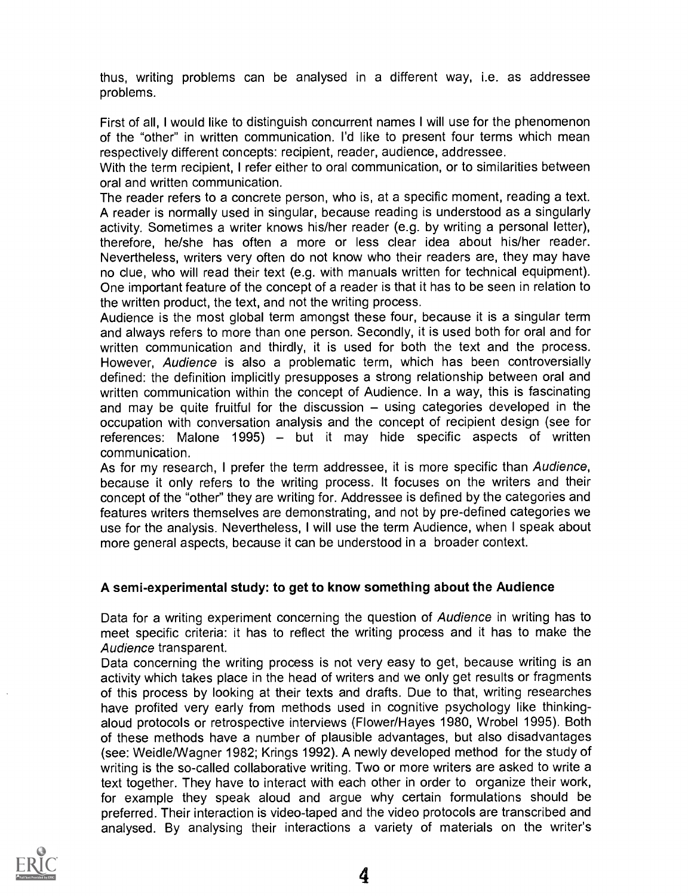thus, writing problems can be analysed in a different way, i.e. as addressee problems.

First of all, I would like to distinguish concurrent names I will use for the phenomenon of the "other" in written communication. I'd like to present four terms which mean respectively different concepts: recipient, reader, audience, addressee.

With the term recipient, I refer either to oral communication, or to similarities between oral and written communication.

The reader refers to a concrete person, who is, at a specific moment, reading a text. A reader is normally used in singular, because reading is understood as a singularly activity. Sometimes a writer knows his/her reader (e.g. by writing a personal letter), therefore, he/she has often a more or less clear idea about his/her reader. Nevertheless, writers very often do not know who their readers are, they may have no clue, who will read their text (e.g. with manuals written for technical equipment). One important feature of the concept of a reader is that it has to be seen in relation to the written product, the text, and not the writing process.

Audience is the most global term amongst these four, because it is a singular term and always refers to more than one person. Secondly, it is used both for oral and for written communication and thirdly, it is used for both the text and the process. However, *Audience* is also a problematic term, which has been controversially defined: the definition implicitly presupposes a strong relationship between oral and written communication within the concept of Audience. In a way, this is fascinating and may be quite fruitful for the discussion – using categories developed in the occupation with conversation analysis and the concept of recipient design (see for references: Malone 1995) – but it may hide specific aspects of written communication.

As for my research, I prefer the term addressee, it is more specific than *Audience*, because it only refers to the writing process. It focuses on the writers and their concept of the "other" they are writing for. Addressee is defined by the categories and features writers themselves are demonstrating, and not by pre-defined categories we use for the analysis. Nevertheless, I will use the term Audience, when I speak about more general aspects, because it can be understood in a broader context.

### A semi-experimental study: to get to know something about the Audience

Data for a writing experiment concerning the question of *Audience* in writing has to meet specific criteria: it has to reflect the writing process and it has to make the *Audience* transparent.

Data concerning the writing process is not very easy to get, because writing is an activity which takes place in the head of writers and we only get results or fragments of this process by looking at their texts and drafts. Due to that, writing researches have profited very early from methods used in cognitive psychology like thinking-aloud protocols or retrospective interviews (Flower/Hayes 1980, Wrobel 1995). Both of these methods have a number of plausible advantages, but also disadvantages (see: Weidle/Wagner 1982; Krings 1992). A newly developed method for the study of writing is the so-called collaborative writing. Two or more writers are asked to write a text together. They have to interact with each other in order to organize their work, for example they speak aloud and argue why certain formulations should be preferred. Their interaction is video-taped and the video protocols are transcribed and analysed. By analysing their interactions a variety of materials on the writer's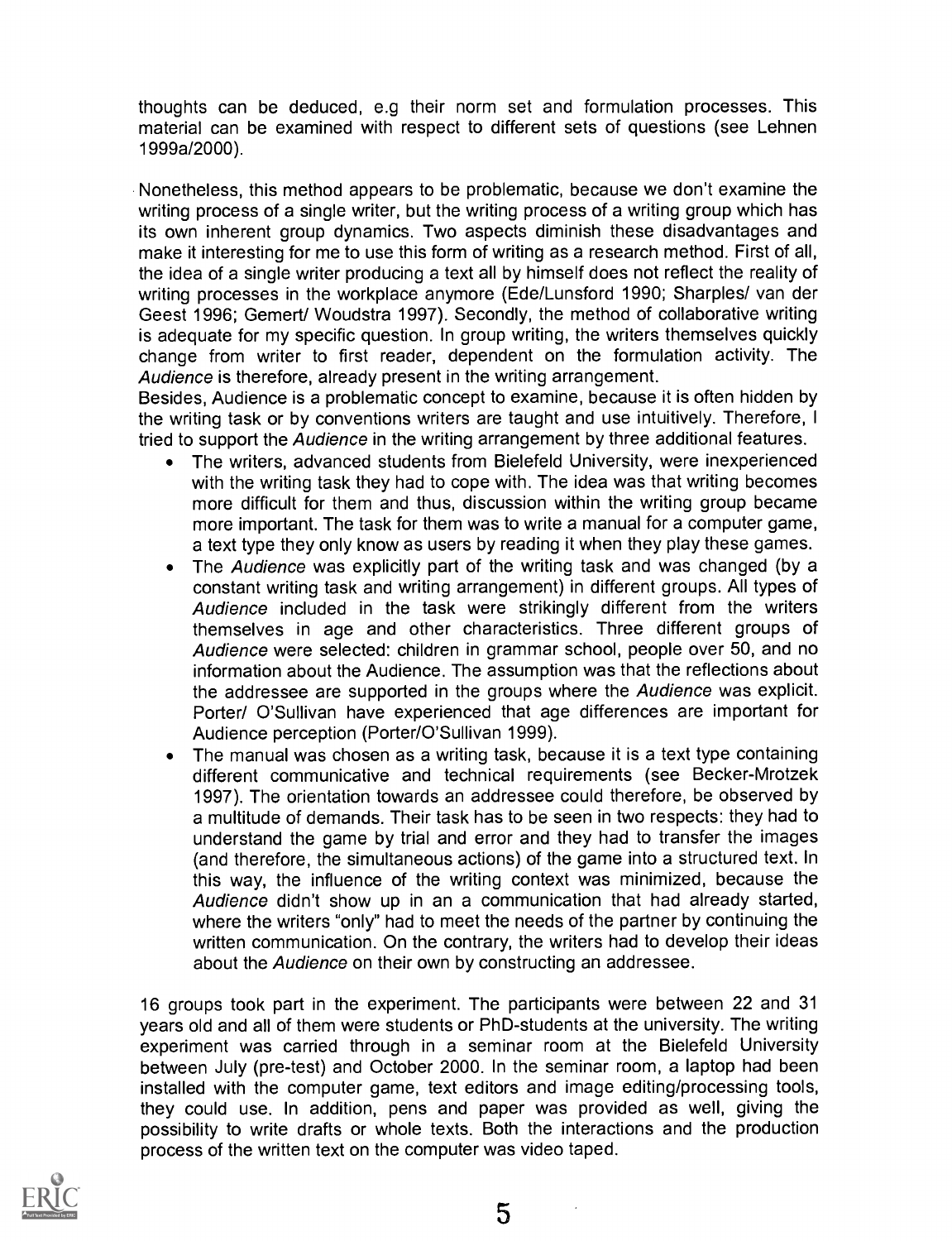thoughts can be deduced, e.g their norm set and formulation processes. This material can be examined with respect to different sets of questions (see Lehnen 1999a/2000).

Nonetheless, this method appears to be problematic, because we don't examine the writing process of a single writer, but the writing process of a writing group which has its own inherent group dynamics. Two aspects diminish these disadvantages and make it interesting for me to use this form of writing as a research method. First of all, the idea of a single writer producing a text all by himself does not reflect the reality of writing processes in the workplace anymore (Ede/Lunsford 1990; Sharples/ van der Geest 1996; Gemert/ Woudstra 1997). Secondly, the method of collaborative writing is adequate for my specific question. In group writing, the writers themselves quickly change from writer to first reader, dependent on the formulation activity. The *Audience* is therefore, already present in the writing arrangement.
Besides, Audience is a problematic concept to examine, because it is often hidden by the writing task or by conventions writers are taught and use intuitively. Therefore, I tried to support the *Audience* in the writing arrangement by three additional features.

- The writers, advanced students from Bielefeld University, were inexperienced with the writing task they had to cope with. The idea was that writing becomes more difficult for them and thus, discussion within the writing group became more important. The task for them was to write a manual for a computer game, a text type they only know as users by reading it when they play these games.
- The *Audience* was explicitly part of the writing task and was changed (by a constant writing task and writing arrangement) in different groups. All types of *Audience* included in the task were strikingly different from the writers themselves in age and other characteristics. Three different groups of *Audience* were selected: children in grammar school, people over 50, and no information about the Audience. The assumption was that the reflections about the addressee are supported in the groups where the *Audience* was explicit. Porter/ O'Sullivan have experienced that age differences are important for Audience perception (Porter/O'Sullivan 1999).
- The manual was chosen as a writing task, because it is a text type containing different communicative and technical requirements (see Becker-Mrotzek 1997). The orientation towards an addressee could therefore, be observed by a multitude of demands. Their task has to be seen in two respects: they had to understand the game by trial and error and they had to transfer the images (and therefore, the simultaneous actions) of the game into a structured text. In this way, the influence of the writing context was minimized, because the *Audience* didn't show up in an a communication that had already started, where the writers "only" had to meet the needs of the partner by continuing the written communication. On the contrary, the writers had to develop their ideas about the *Audience* on their own by constructing an addressee.

16 groups took part in the experiment. The participants were between 22 and 31 years old and all of them were students or PhD-students at the university. The writing experiment was carried through in a seminar room at the Bielefeld University between July (pre-test) and October 2000. In the seminar room, a laptop had been installed with the computer game, text editors and image editing/processing tools, they could use. In addition, pens and paper was provided as well, giving the possibility to write drafts or whole texts. Both the interactions and the production process of the written text on the computer was video taped.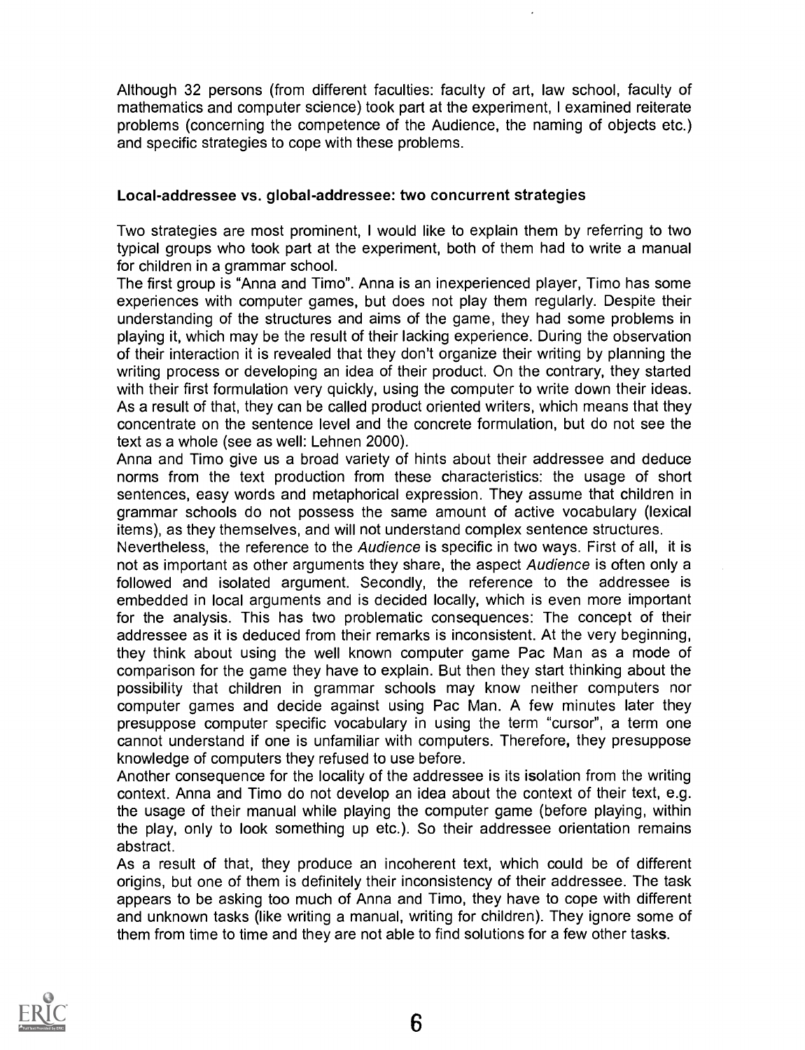Although 32 persons (from different faculties: faculty of art, law school, faculty of mathematics and computer science) took part at the experiment, I examined reiterate problems (concerning the competence of the Audience, the naming of objects etc.) and specific strategies to cope with these problems.

### Local-addressee vs. global-addressee: two concurrent strategies

Two strategies are most prominent, I would like to explain them by referring to two typical groups who took part at the experiment, both of them had to write a manual for children in a grammar school.

The first group is "Anna and Timo". Anna is an inexperienced player, Timo has some experiences with computer games, but does not play them regularly. Despite their understanding of the structures and aims of the game, they had some problems in playing it, which may be the result of their lacking experience. During the observation of their interaction it is revealed that they don't organize their writing by planning the writing process or developing an idea of their product. On the contrary, they started with their first formulation very quickly, using the computer to write down their ideas. As a result of that, they can be called product oriented writers, which means that they concentrate on the sentence level and the concrete formulation, but do not see the text as a whole (see as well: Lehnen 2000).

Anna and Timo give us a broad variety of hints about their addressee and deduce norms from the text production from these characteristics: the usage of short sentences, easy words and metaphorical expression. They assume that children in grammar schools do not possess the same amount of active vocabulary (lexical items), as they themselves, and will not understand complex sentence structures.

Nevertheless, the reference to the *Audience* is specific in two ways. First of all, it is not as important as other arguments they share, the aspect *Audience* is often only a followed and isolated argument. Secondly, the reference to the addressee is embedded in local arguments and is decided locally, which is even more important for the analysis. This has two problematic consequences: The concept of their addressee as it is deduced from their remarks is inconsistent. At the very beginning, they think about using the well known computer game Pac Man as a mode of comparison for the game they have to explain. But then they start thinking about the possibility that children in grammar schools may know neither computers nor computer games and decide against using Pac Man. A few minutes later they presuppose computer specific vocabulary in using the term "cursor", a term one cannot understand if one is unfamiliar with computers. Therefore, they presuppose knowledge of computers they refused to use before.

Another consequence for the locality of the addressee is its isolation from the writing context. Anna and Timo do not develop an idea about the context of their text, e.g. the usage of their manual while playing the computer game (before playing, within the play, only to look something up etc.). So their addressee orientation remains abstract.

As a result of that, they produce an incoherent text, which could be of different origins, but one of them is definitely their inconsistency of their addressee. The task appears to be asking too much of Anna and Timo, they have to cope with different and unknown tasks (like writing a manual, writing for children). They ignore some of them from time to time and they are not able to find solutions for a few other tasks.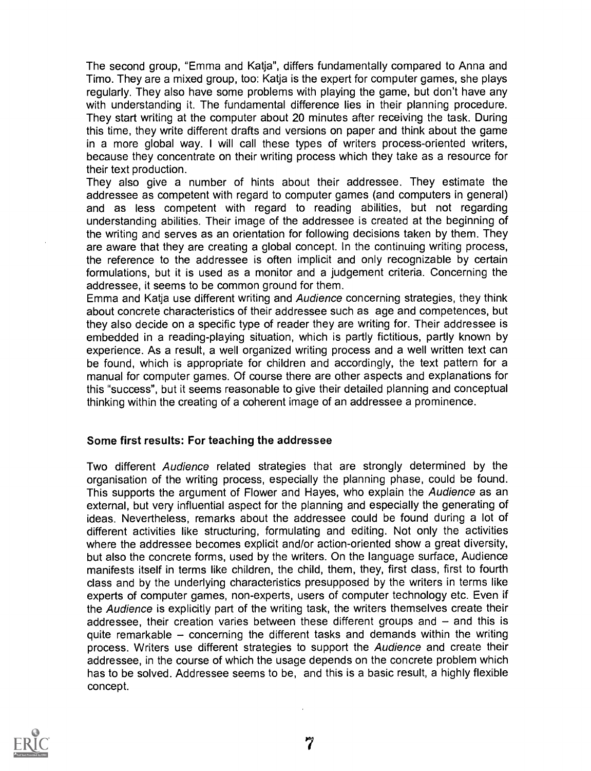The second group, "Emma and Katja", differs fundamentally compared to Anna and Timo. They are a mixed group, too: Katja is the expert for computer games, she plays regularly. They also have some problems with playing the game, but don't have any with understanding it. The fundamental difference lies in their planning procedure. They start writing at the computer about 20 minutes after receiving the task. During this time, they write different drafts and versions on paper and think about the game in a more global way. I will call these types of writers process-oriented writers, because they concentrate on their writing process which they take as a resource for their text production.

They also give a number of hints about their addressee. They estimate the addressee as competent with regard to computer games (and computers in general) and as less competent with regard to reading abilities, but not regarding understanding abilities. Their image of the addressee is created at the beginning of the writing and serves as an orientation for following decisions taken by them. They are aware that they are creating a global concept. In the continuing writing process, the reference to the addressee is often implicit and only recognizable by certain formulations, but it is used as a monitor and a judgement criteria. Concerning the addressee, it seems to be common ground for them.

Emma and Katja use different writing and *Audience* concerning strategies, they think about concrete characteristics of their addressee such as age and competences, but they also decide on a specific type of reader they are writing for. Their addressee is embedded in a reading-playing situation, which is partly fictitious, partly known by experience. As a result, a well organized writing process and a well written text can be found, which is appropriate for children and accordingly, the text pattern for a manual for computer games. Of course there are other aspects and explanations for this "success", but it seems reasonable to give their detailed planning and conceptual thinking within the creating of a coherent image of an addressee a prominence.

### Some first results: For teaching the addressee

Two different *Audience* related strategies that are strongly determined by the organisation of the writing process, especially the planning phase, could be found. This supports the argument of Flower and Hayes, who explain the *Audience* as an external, but very influential aspect for the planning and especially the generating of ideas. Nevertheless, remarks about the addressee could be found during a lot of different activities like structuring, formulating and editing. Not only the activities where the addressee becomes explicit and/or action-oriented show a great diversity, but also the concrete forms, used by the writers. On the language surface, Audience manifests itself in terms like children, the child, them, they, first class, first to fourth class and by the underlying characteristics presupposed by the writers in terms like experts of computer games, non-experts, users of computer technology etc. Even if the *Audience* is explicitly part of the writing task, the writers themselves create their addressee, their creation varies between these different groups and – and this is quite remarkable – concerning the different tasks and demands within the writing process. Writers use different strategies to support the *Audience* and create their addressee, in the course of which the usage depends on the concrete problem which has to be solved. Addressee seems to be, and this is a basic result, a highly flexible concept.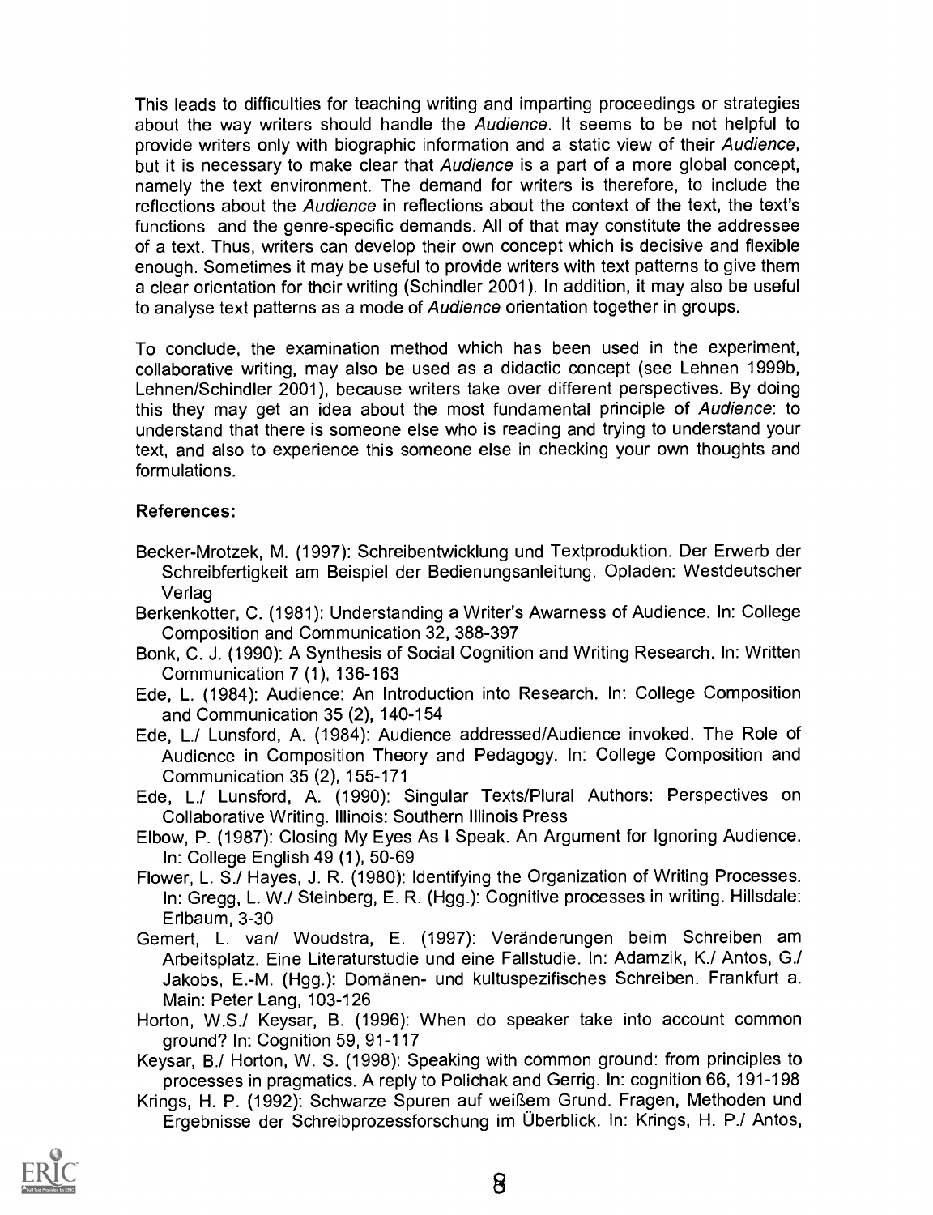This leads to difficulties for teaching writing and imparting proceedings or strategies about the way writers should handle the *Audience*. It seems to be not helpful to provide writers only with biographic information and a static view of their *Audience*, but it is necessary to make clear that *Audience* is a part of a more global concept, namely the text environment. The demand for writers is therefore, to include the reflections about the *Audience* in reflections about the context of the text, the text's functions and the genre-specific demands. All of that may constitute the addressee of a text. Thus, writers can develop their own concept which is decisive and flexible enough. Sometimes it may be useful to provide writers with text patterns to give them a clear orientation for their writing (Schindler 2001). In addition, it may also be useful to analyse text patterns as a mode of *Audience* orientation together in groups.

To conclude, the examination method which has been used in the experiment, collaborative writing, may also be used as a didactic concept (see Lehnen 1999b, Lehnen/Schindler 2001), because writers take over different perspectives. By doing this they may get an idea about the most fundamental principle of *Audience*: to understand that there is someone else who is reading and trying to understand your text, and also to experience this someone else in checking your own thoughts and formulations.

**References:**

Becker-Mrotzek, M. (1997): Schreibentwicklung und Textproduktion. Der Erwerb der Schreibfertigkeit am Beispiel der Bedienungsanleitung. Opladen: Westdeutscher Verlag

Berkenkotter, C. (1981): Understanding a Writer's Awarness of Audience. In: College Composition and Communication 32, 388-397

Bonk, C. J. (1990): A Synthesis of Social Cognition and Writing Research. In: Written Communication 7 (1), 136-163

Ede, L. (1984): Audience: An Introduction into Research. In: College Composition and Communication 35 (2), 140-154

Ede, L./ Lunsford, A. (1984): Audience addressed/Audience invoked. The Role of Audience in Composition Theory and Pedagogy. In: College Composition and Communication 35 (2), 155-171

Ede, L./ Lunsford, A. (1990): Singular Texts/Plural Authors: Perspectives on Collaborative Writing. Illinois: Southern Illinois Press

Elbow, P. (1987): Closing My Eyes As I Speak. An Argument for Ignoring Audience. In: College English 49 (1), 50-69

Flower, L. S./ Hayes, J. R. (1980): Identifying the Organization of Writing Processes. In: Gregg, L. W./ Steinberg, E. R. (Hgg.): Cognitive processes in writing. Hillsdale: Erlbaum, 3-30

Gemert, L. van/ Woudstra, E. (1997): Veränderungen beim Schreiben am Arbeitsplatz. Eine Literaturstudie und eine Fallstudie. In: Adamzik, K./ Antos, G./ Jakobs, E.-M. (Hgg.): Domänen- und kultuspezifisches Schreiben. Frankfurt a. Main: Peter Lang, 103-126

Horton, W.S./ Keysar, B. (1996): When do speaker take into account common ground? In: Cognition 59, 91-117

Keysar, B./ Horton, W. S. (1998): Speaking with common ground: from principles to processes in pragmatics. A reply to Polichak and Gerrig. In: cognition 66, 191-198

Krings, H. P. (1992): Schwarze Spuren auf weißem Grund. Fragen, Methoden und Ergebnisse der Schreibprozessforschung im Überblick. In: Krings, H. P./ Antos,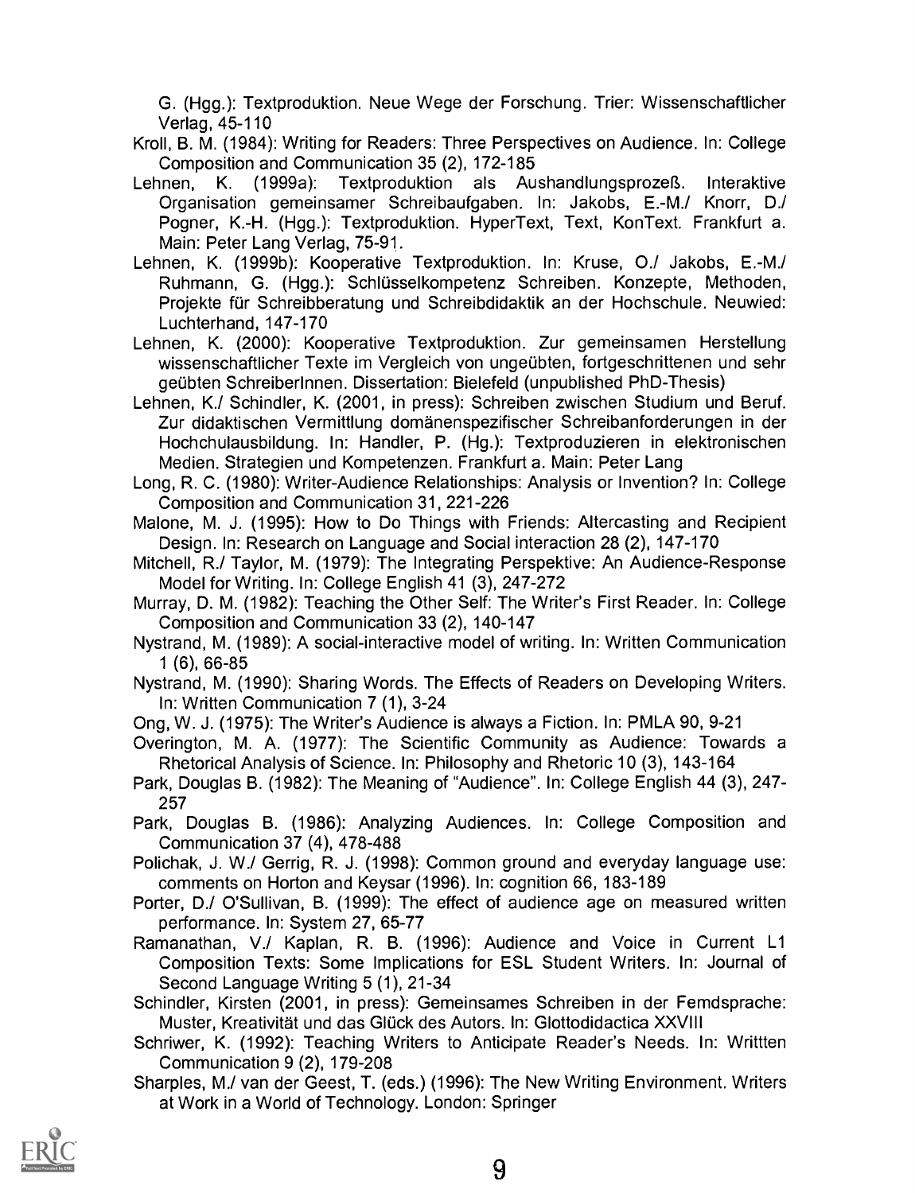G. (Hgg.): Textproduktion. Neue Wege der Forschung. Trier: Wissenschaftlicher Verlag, 45-110

Kroll, B. M. (1984): Writing for Readers: Three Perspectives on Audience. In: College Composition and Communication 35 (2), 172-185

Lehnen, K. (1999a): Textproduktion als Aushandlungsprozeß. Interaktive Organisation gemeinsamer Schreibaufgaben. In: Jakobs, E.-M./ Knorr, D./ Pogner, K.-H. (Hgg.): Textproduktion. HyperText, Text, KonText. Frankfurt a. Main: Peter Lang Verlag, 75-91.

Lehnen, K. (1999b): Kooperative Textproduktion. In: Kruse, O./ Jakobs, E.-M./ Ruhmann, G. (Hgg.): Schlüsselkompetenz Schreiben. Konzepte, Methoden, Projekte für Schreibberatung und Schreibdidaktik an der Hochschule. Neuwied: Luchterhand, 147-170

Lehnen, K. (2000): Kooperative Textproduktion. Zur gemeinsamen Herstellung wissenschaftlicher Texte im Vergleich von ungeübten, fortgeschrittenen und sehr geübten SchreiberInnen. Dissertation: Bielefeld (unpublished PhD-Thesis)

Lehnen, K./ Schindler, K. (2001, in press): Schreiben zwischen Studium und Beruf. Zur didaktischen Vermittlung domänenspezifischer Schreibanforderungen in der Hochchulausbildung. In: Handler, P. (Hg.): Textproduzieren in elektronischen Medien. Strategien und Kompetenzen. Frankfurt a. Main: Peter Lang

Long, R. C. (1980): Writer-Audience Relationships: Analysis or Invention? In: College Composition and Communication 31, 221-226

Malone, M. J. (1995): How to Do Things with Friends: Altercasting and Recipient Design. In: Research on Language and Social interaction 28 (2), 147-170

Mitchell, R./ Taylor, M. (1979): The Integrating Perspektive: An Audience-Response Model for Writing. In: College English 41 (3), 247-272

Murray, D. M. (1982): Teaching the Other Self: The Writer's First Reader. In: College Composition and Communication 33 (2), 140-147

Nystrand, M. (1989): A social-interactive model of writing. In: Written Communication 1 (6), 66-85

Nystrand, M. (1990): Sharing Words. The Effects of Readers on Developing Writers. In: Written Communication 7 (1), 3-24

Ong, W. J. (1975): The Writer's Audience is always a Fiction. In: PMLA 90, 9-21

Overington, M. A. (1977): The Scientific Community as Audience: Towards a Rhetorical Analysis of Science. In: Philosophy and Rhetoric 10 (3), 143-164

Park, Douglas B. (1982): The Meaning of "Audience". In: College English 44 (3), 247-257

Park, Douglas B. (1986): Analyzing Audiences. In: College Composition and Communication 37 (4), 478-488

Polichak, J. W./ Gerrig, R. J. (1998): Common ground and everyday language use: comments on Horton and Keysar (1996). In: cognition 66, 183-189

Porter, D./ O'Sullivan, B. (1999): The effect of audience age on measured written performance. In: System 27, 65-77

Ramanathan, V./ Kaplan, R. B. (1996): Audience and Voice in Current L1 Composition Texts: Some Implications for ESL Student Writers. In: Journal of Second Language Writing 5 (1), 21-34

Schindler, Kirsten (2001, in press): Gemeinsames Schreiben in der Femdsprache: Muster, Kreativität und das Glück des Autors. In: Glottodidactica XXVIII

Schriwer, K. (1992): Teaching Writers to Anticipate Reader's Needs. In: Writtten Communication 9 (2), 179-208

Sharples, M./ van der Geest, T. (eds.) (1996): The New Writing Environment. Writers at Work in a World of Technology. London: Springer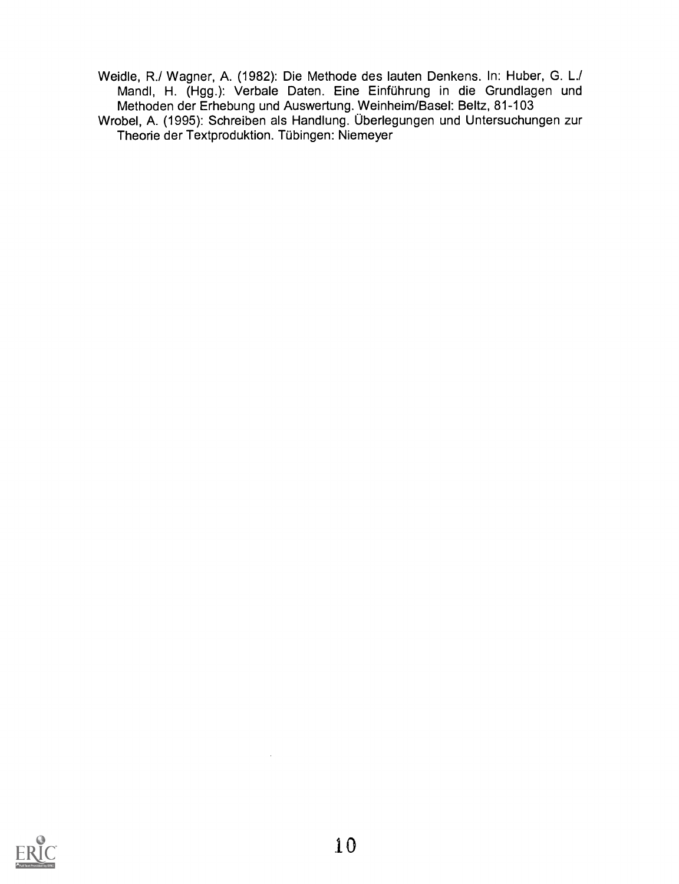Weidle, R./ Wagner, A. (1982): Die Methode des lauten Denkens. In: Huber, G. L./ Mandl, H. (Hgg.): Verbale Daten. Eine Einführung in die Grundlagen und Methoden der Erhebung und Auswertung. Weinheim/Basel: Beltz, 81-103

Wrobel, A. (1995): Schreiben als Handlung. Überlegungen und Untersuchungen zur Theorie der Textproduktion. Tübingen: Niemeyer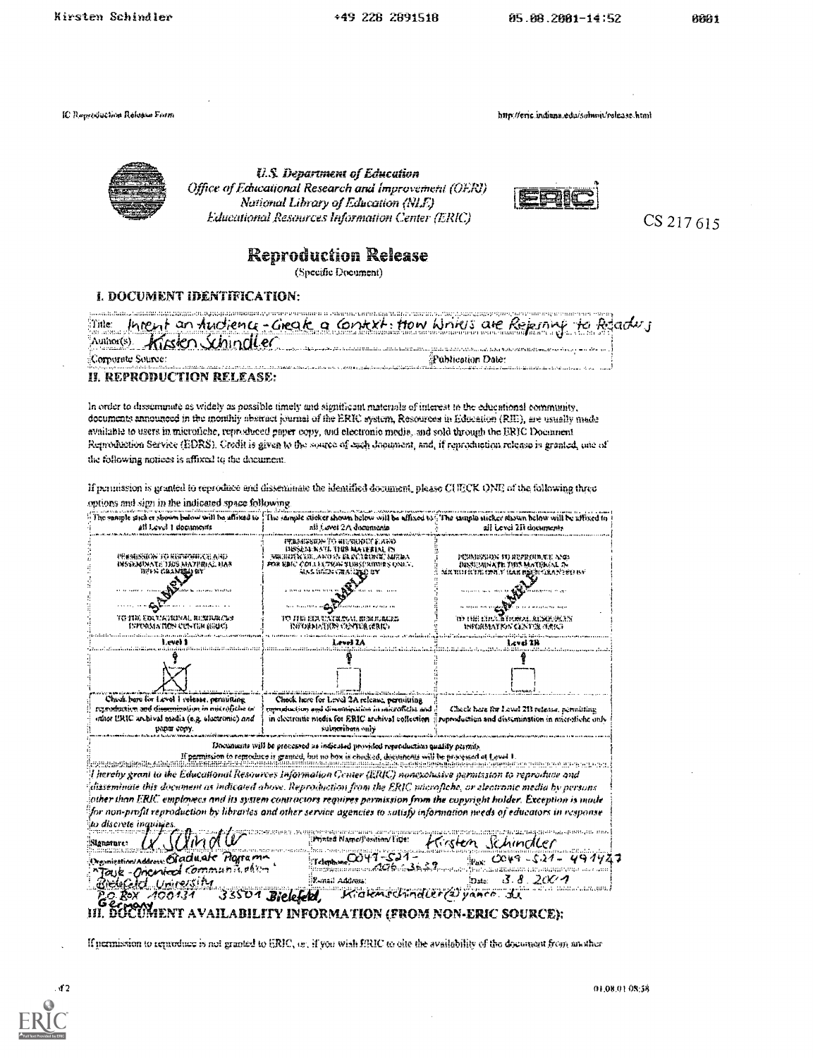U.S. Department of Education
Office of Educational Research and Improvement (OERI)
National Library of Education (NLE)
Educational Resources Information Center (ERIC)

CS 217 615

# Reproduction Release

(Specific Document)

## I. DOCUMENT IDENTIFICATION:

| | |
|---|---|
| Title: Intent an Audience - Create a Context: How Writers are Referring to Readers | |
| Author(s): Kirsten Schindler | |
| Corporate Source: | Publication Date: |

## II. REPRODUCTION RELEASE:

In order to disseminate as widely as possible timely and significant materials of interest to the educational community, documents announced in the monthly abstract journal of the ERIC system, Resources in Education (RIE), are usually made available to users in microfiche, reproduced paper copy, and electronic media, and sold through the ERIC Document Reproduction Service (EDRS). Credit is given to the source of each document, and, if reproduction release is granted, one of the following notices is affixed to the document.

If permission is granted to reproduce and disseminate the identified document, please CHECK ONE of the following three options and sign in the indicated space following.

| The sample sticker shown below will be affixed to all Level 1 documents | The sample sticker shown below will be affixed to all Level 2A documents | The sample sticker shown below will be affixed to all Level 2B documents |
|---|---|---|
| PERMISSION TO REPRODUCE AND DISSEMINATE THIS MATERIAL HAS BEEN GRANTED BY SAMPLE TO THE EDUCATIONAL RESOURCES INFORMATION CENTER (ERIC) | PERMISSION TO REPRODUCE AND DISSEMINATE THIS MATERIAL IN MICROFICHE, AND IN ELECTRONIC MEDIA FOR ERIC COLLECTION SUBSCRIBERS ONLY, HAS BEEN GRANTED BY SAMPLE TO THE EDUCATIONAL RESOURCES INFORMATION CENTER (ERIC) | PERMISSION TO REPRODUCE AND DISSEMINATE THIS MATERIAL IN MICROFICHE ONLY HAS BEEN GRANTED BY SAMPLE TO THE EDUCATIONAL RESOURCES INFORMATION CENTER (ERIC) |
| Level 1 | Level 2A | Level 2B |
| [X] | [ ] | [ ] |
| Check here for Level 1 release, permitting reproduction and dissemination in microfiche or other ERIC archival media (e.g. electronic) and paper copy. | Check here for Level 2A release, permitting reproduction and dissemination in microfiche and in electronic media for ERIC archival collection subscribers only | Check here for Level 2B release, permitting reproduction and dissemination in microfiche only |

Documents will be processed as indicated provided reproduction quality permits.
If permission to reproduce is granted, but no box is checked, documents will be processed at Level 1.

*I hereby grant to the Educational Resources Information Center (ERIC) nonexclusive permission to reproduce and disseminate this document as indicated above. Reproduction from the ERIC microfiche, or electronic media by persons other than ERIC employees and its system contractors requires permission from the copyright holder. Exception is made for non-profit reproduction by libraries and other service agencies to satisfy information needs of educators in response to discrete inquiries.*

| | | |
|---|---|---|
| Signature: K. Schindler | Printed Name/Position/Title: Kirsten Schindler | |
| Organization/Address: Graduate Programm "Task-Oriented Communication" Bielefeld University P.O. Box 100131 33501 Bielefeld, Germany | Telephone: 0049-521-106-3659 | Fax: 0049-521-491447 |
| | E-mail Address: KirstenSchindler@yahoo.de | Date: 3.8.2001 |

## III. DOCUMENT AVAILABILITY INFORMATION (FROM NON-ERIC SOURCE):

If permission to reproduce is not granted to ERIC, or, if you wish ERIC to cite the availability of the document from another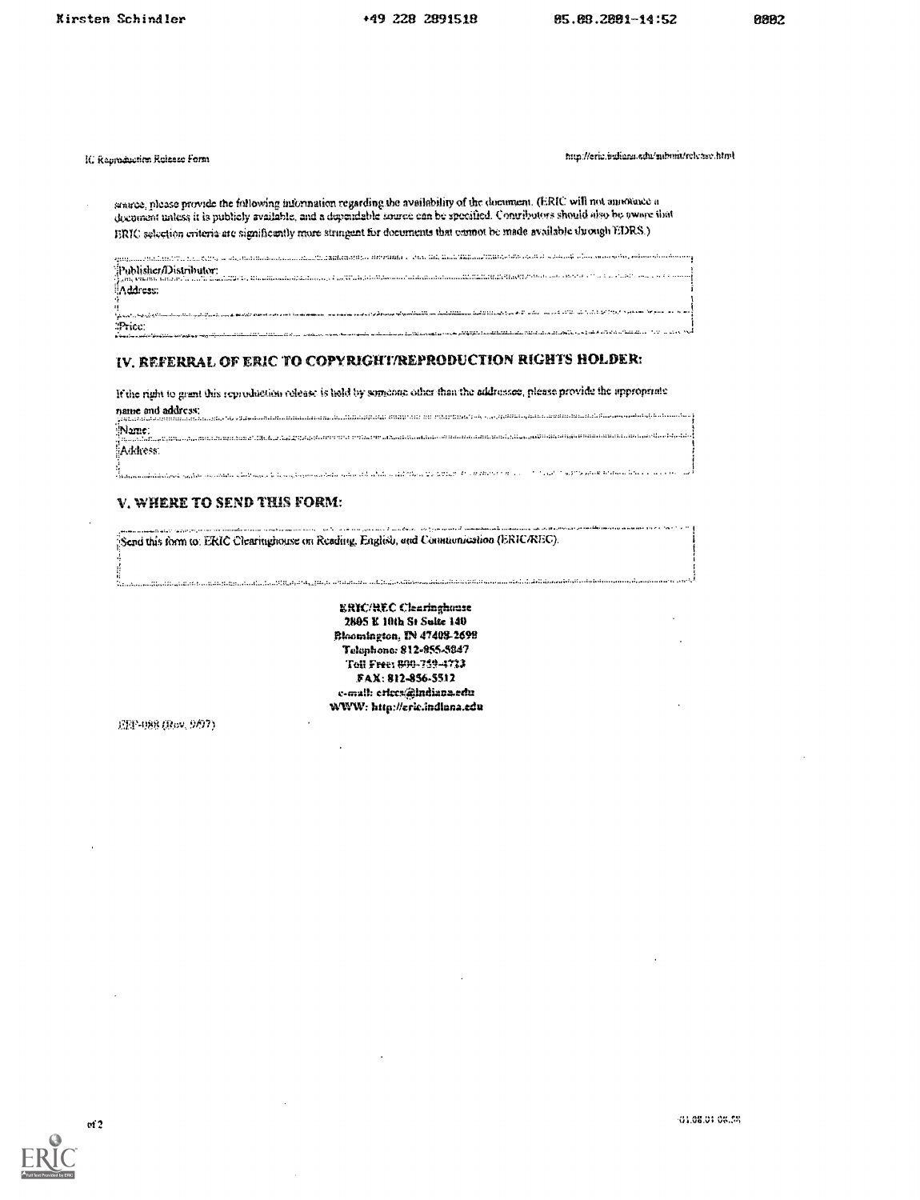source, please provide the following information regarding the availability of the document. (ERIC will not announce a document unless it is publicly available, and a dependable source can be specified. Contributors should also be aware that ERIC selection criteria are significantly more stringent for documents that cannot be made available through EDRS.)

Publisher/Distributor:

Address:

Price:

## IV. REFERRAL OF ERIC TO COPYRIGHT/REPRODUCTION RIGHTS HOLDER:

If the right to grant this reproduction release is held by someone other than the addressee, please provide the appropriate name and address:

Name:

Address:

## V. WHERE TO SEND THIS FORM:

Send this form to: ERIC Clearinghouse on Reading, English, and Communication (ERIC/REC).

**ERIC/REC Clearinghouse**
**2805 E 10th St Suite 140**
**Bloomington, IN 47408-2698**
**Telephone: 812-855-5847**
**Toll Free: 800-759-4723**
**FAX: 812-856-5512**
**e-mail: ericcs@indiana.edu**
**WWW: http://eric.indiana.edu**

EFF-088 (Rev. 9/97)